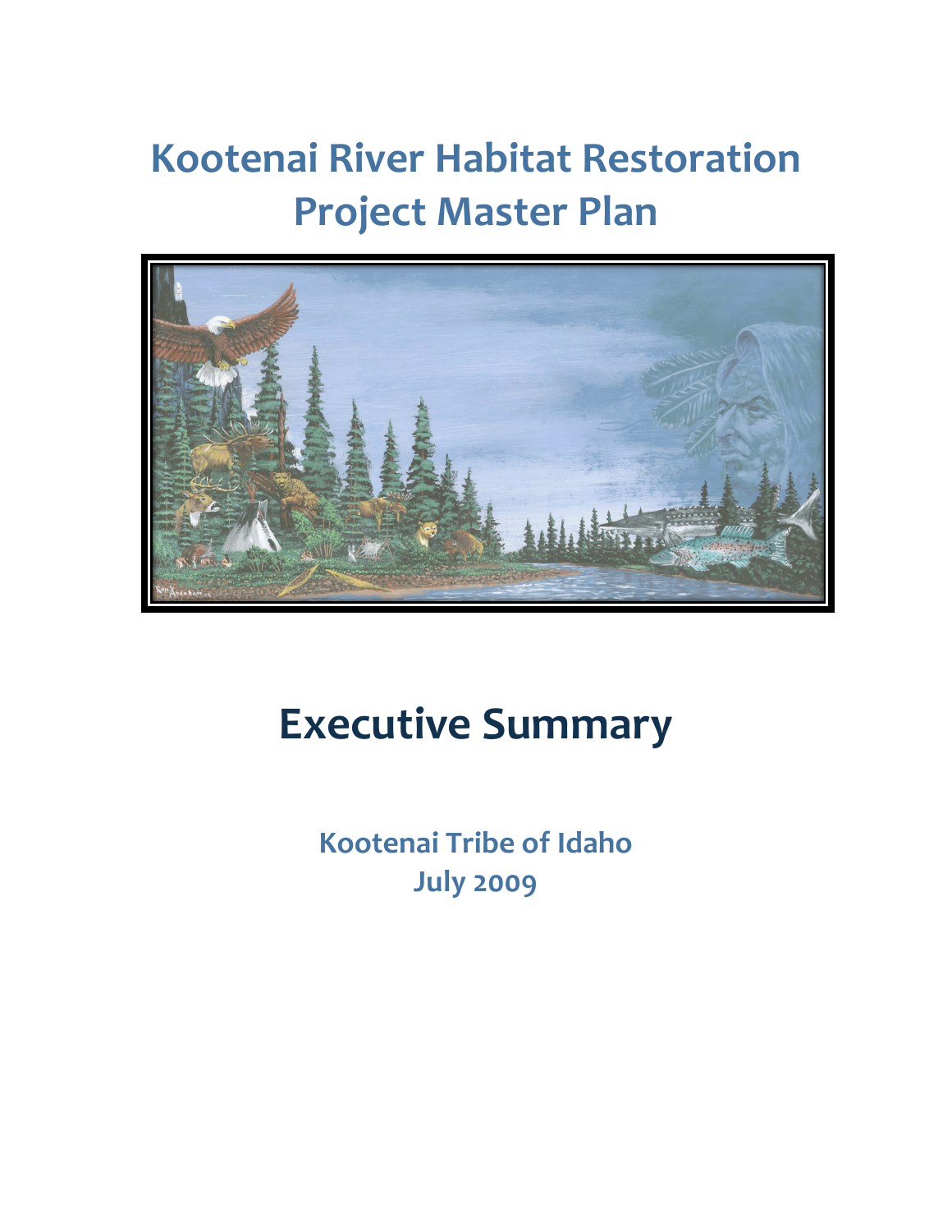# Kootenai River Habitat Restoration Project Master Plan

# Executive Summary

**Kootenai Tribe of Idaho**
**July 2009**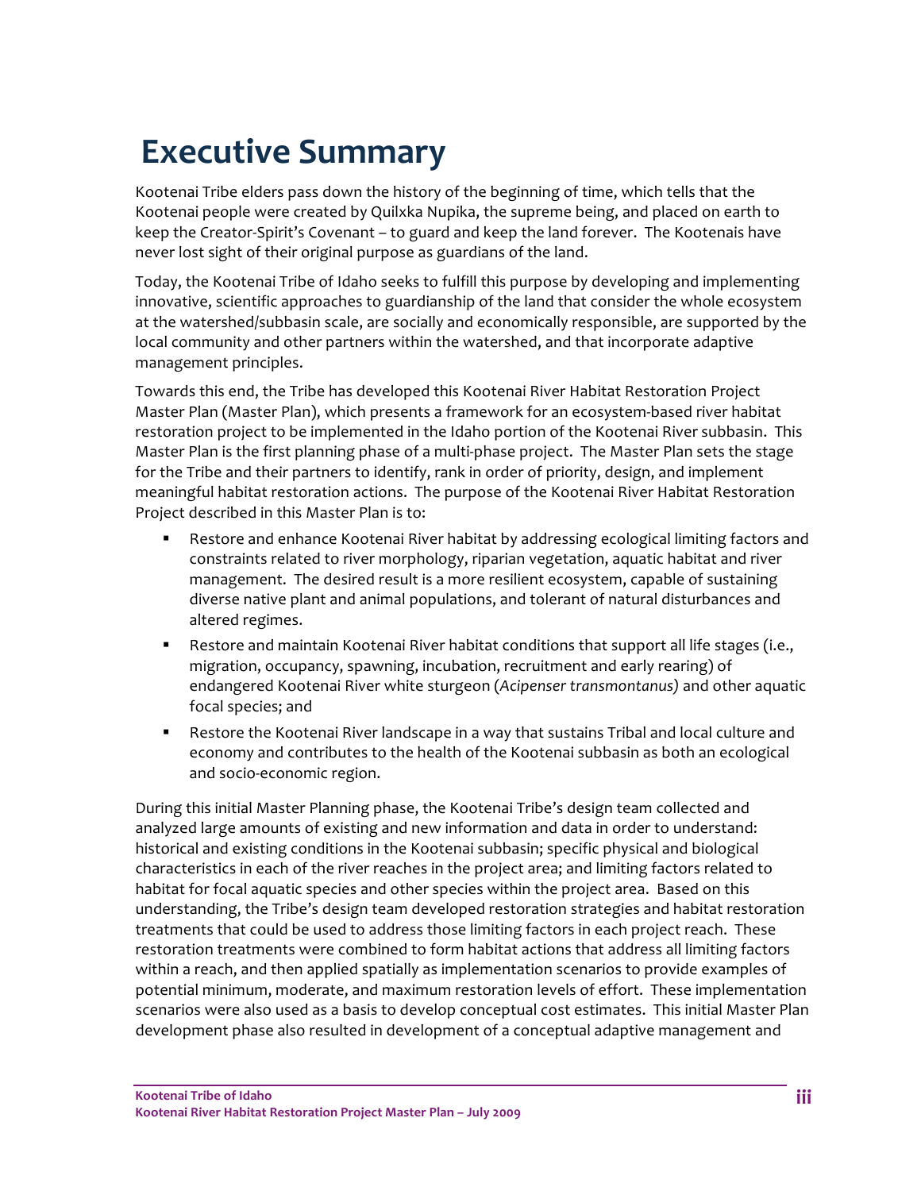# Executive Summary

Kootenai Tribe elders pass down the history of the beginning of time, which tells that the Kootenai people were created by Quilxka Nupika, the supreme being, and placed on earth to keep the Creator-Spirit's Covenant – to guard and keep the land forever. The Kootenais have never lost sight of their original purpose as guardians of the land.

Today, the Kootenai Tribe of Idaho seeks to fulfill this purpose by developing and implementing innovative, scientific approaches to guardianship of the land that consider the whole ecosystem at the watershed/subbasin scale, are socially and economically responsible, are supported by the local community and other partners within the watershed, and that incorporate adaptive management principles.

Towards this end, the Tribe has developed this Kootenai River Habitat Restoration Project Master Plan (Master Plan), which presents a framework for an ecosystem-based river habitat restoration project to be implemented in the Idaho portion of the Kootenai River subbasin. This Master Plan is the first planning phase of a multi-phase project. The Master Plan sets the stage for the Tribe and their partners to identify, rank in order of priority, design, and implement meaningful habitat restoration actions. The purpose of the Kootenai River Habitat Restoration Project described in this Master Plan is to:

- Restore and enhance Kootenai River habitat by addressing ecological limiting factors and constraints related to river morphology, riparian vegetation, aquatic habitat and river management. The desired result is a more resilient ecosystem, capable of sustaining diverse native plant and animal populations, and tolerant of natural disturbances and altered regimes.
- Restore and maintain Kootenai River habitat conditions that support all life stages (i.e., migration, occupancy, spawning, incubation, recruitment and early rearing) of endangered Kootenai River white sturgeon (*Acipenser transmontanus*) and other aquatic focal species; and
- Restore the Kootenai River landscape in a way that sustains Tribal and local culture and economy and contributes to the health of the Kootenai subbasin as both an ecological and socio-economic region.

During this initial Master Planning phase, the Kootenai Tribe's design team collected and analyzed large amounts of existing and new information and data in order to understand: historical and existing conditions in the Kootenai subbasin; specific physical and biological characteristics in each of the river reaches in the project area; and limiting factors related to habitat for focal aquatic species and other species within the project area. Based on this understanding, the Tribe's design team developed restoration strategies and habitat restoration treatments that could be used to address those limiting factors in each project reach. These restoration treatments were combined to form habitat actions that address all limiting factors within a reach, and then applied spatially as implementation scenarios to provide examples of potential minimum, moderate, and maximum restoration levels of effort. These implementation scenarios were also used as a basis to develop conceptual cost estimates. This initial Master Plan development phase also resulted in development of a conceptual adaptive management and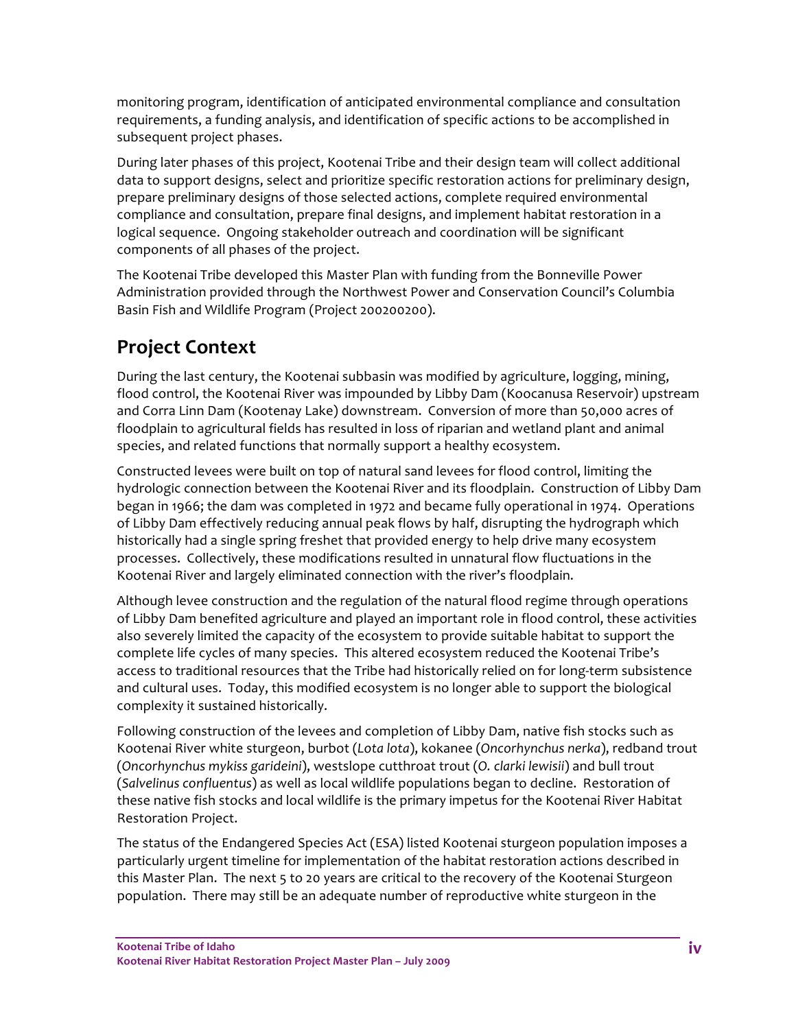monitoring program, identification of anticipated environmental compliance and consultation requirements, a funding analysis, and identification of specific actions to be accomplished in subsequent project phases.

During later phases of this project, Kootenai Tribe and their design team will collect additional data to support designs, select and prioritize specific restoration actions for preliminary design, prepare preliminary designs of those selected actions, complete required environmental compliance and consultation, prepare final designs, and implement habitat restoration in a logical sequence. Ongoing stakeholder outreach and coordination will be significant components of all phases of the project.

The Kootenai Tribe developed this Master Plan with funding from the Bonneville Power Administration provided through the Northwest Power and Conservation Council's Columbia Basin Fish and Wildlife Program (Project 200200200).

## Project Context

During the last century, the Kootenai subbasin was modified by agriculture, logging, mining, flood control, the Kootenai River was impounded by Libby Dam (Koocanusa Reservoir) upstream and Corra Linn Dam (Kootenay Lake) downstream. Conversion of more than 50,000 acres of floodplain to agricultural fields has resulted in loss of riparian and wetland plant and animal species, and related functions that normally support a healthy ecosystem.

Constructed levees were built on top of natural sand levees for flood control, limiting the hydrologic connection between the Kootenai River and its floodplain. Construction of Libby Dam began in 1966; the dam was completed in 1972 and became fully operational in 1974. Operations of Libby Dam effectively reducing annual peak flows by half, disrupting the hydrograph which historically had a single spring freshet that provided energy to help drive many ecosystem processes. Collectively, these modifications resulted in unnatural flow fluctuations in the Kootenai River and largely eliminated connection with the river's floodplain.

Although levee construction and the regulation of the natural flood regime through operations of Libby Dam benefited agriculture and played an important role in flood control, these activities also severely limited the capacity of the ecosystem to provide suitable habitat to support the complete life cycles of many species. This altered ecosystem reduced the Kootenai Tribe's access to traditional resources that the Tribe had historically relied on for long-term subsistence and cultural uses. Today, this modified ecosystem is no longer able to support the biological complexity it sustained historically.

Following construction of the levees and completion of Libby Dam, native fish stocks such as Kootenai River white sturgeon, burbot (*Lota lota*), kokanee (*Oncorhynchus nerka*), redband trout (*Oncorhynchus mykiss garideini*), westslope cutthroat trout (*O. clarki lewisii*) and bull trout (*Salvelinus confluentus*) as well as local wildlife populations began to decline. Restoration of these native fish stocks and local wildlife is the primary impetus for the Kootenai River Habitat Restoration Project.

The status of the Endangered Species Act (ESA) listed Kootenai sturgeon population imposes a particularly urgent timeline for implementation of the habitat restoration actions described in this Master Plan. The next 5 to 20 years are critical to the recovery of the Kootenai Sturgeon population. There may still be an adequate number of reproductive white sturgeon in the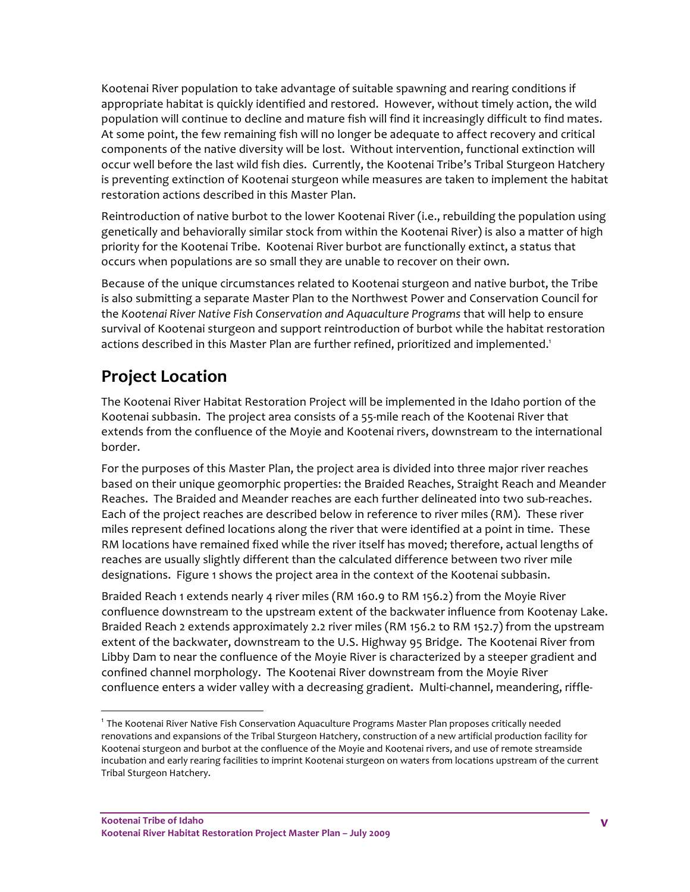Kootenai River population to take advantage of suitable spawning and rearing conditions if appropriate habitat is quickly identified and restored. However, without timely action, the wild population will continue to decline and mature fish will find it increasingly difficult to find mates. At some point, the few remaining fish will no longer be adequate to affect recovery and critical components of the native diversity will be lost. Without intervention, functional extinction will occur well before the last wild fish dies. Currently, the Kootenai Tribe's Tribal Sturgeon Hatchery is preventing extinction of Kootenai sturgeon while measures are taken to implement the habitat restoration actions described in this Master Plan.

Reintroduction of native burbot to the lower Kootenai River (i.e., rebuilding the population using genetically and behaviorally similar stock from within the Kootenai River) is also a matter of high priority for the Kootenai Tribe. Kootenai River burbot are functionally extinct, a status that occurs when populations are so small they are unable to recover on their own.

Because of the unique circumstances related to Kootenai sturgeon and native burbot, the Tribe is also submitting a separate Master Plan to the Northwest Power and Conservation Council for the *Kootenai River Native Fish Conservation and Aquaculture Programs* that will help to ensure survival of Kootenai sturgeon and support reintroduction of burbot while the habitat restoration actions described in this Master Plan are further refined, prioritized and implemented.[1]

## Project Location

The Kootenai River Habitat Restoration Project will be implemented in the Idaho portion of the Kootenai subbasin. The project area consists of a 55-mile reach of the Kootenai River that extends from the confluence of the Moyie and Kootenai rivers, downstream to the international border.

For the purposes of this Master Plan, the project area is divided into three major river reaches based on their unique geomorphic properties: the Braided Reaches, Straight Reach and Meander Reaches. The Braided and Meander reaches are each further delineated into two sub-reaches. Each of the project reaches are described below in reference to river miles (RM). These river miles represent defined locations along the river that were identified at a point in time. These RM locations have remained fixed while the river itself has moved; therefore, actual lengths of reaches are usually slightly different than the calculated difference between two river mile designations. Figure 1 shows the project area in the context of the Kootenai subbasin.

Braided Reach 1 extends nearly 4 river miles (RM 160.9 to RM 156.2) from the Moyie River confluence downstream to the upstream extent of the backwater influence from Kootenay Lake. Braided Reach 2 extends approximately 2.2 river miles (RM 156.2 to RM 152.7) from the upstream extent of the backwater, downstream to the U.S. Highway 95 Bridge. The Kootenai River from Libby Dam to near the confluence of the Moyie River is characterized by a steeper gradient and confined channel morphology. The Kootenai River downstream from the Moyie River confluence enters a wider valley with a decreasing gradient. Multi-channel, meandering, riffle-

[1] The Kootenai River Native Fish Conservation Aquaculture Programs Master Plan proposes critically needed renovations and expansions of the Tribal Sturgeon Hatchery, construction of a new artificial production facility for Kootenai sturgeon and burbot at the confluence of the Moyie and Kootenai rivers, and use of remote streamside incubation and early rearing facilities to imprint Kootenai sturgeon on waters from locations upstream of the current Tribal Sturgeon Hatchery.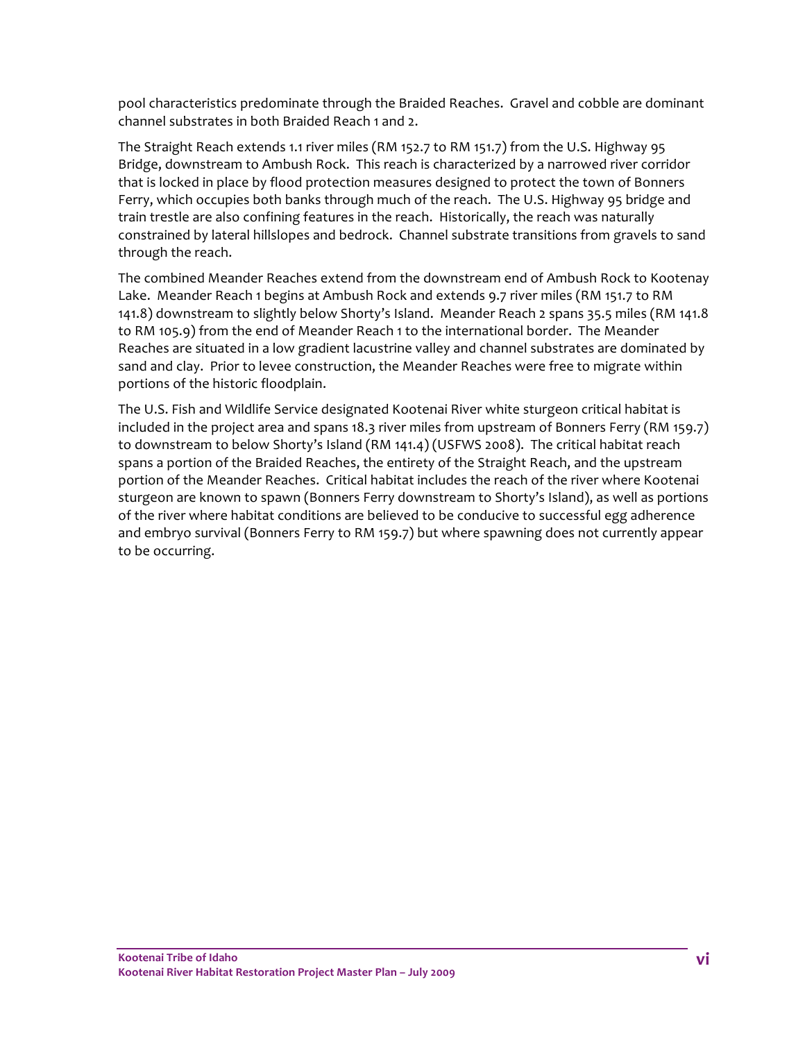pool characteristics predominate through the Braided Reaches. Gravel and cobble are dominant channel substrates in both Braided Reach 1 and 2.

The Straight Reach extends 1.1 river miles (RM 152.7 to RM 151.7) from the U.S. Highway 95 Bridge, downstream to Ambush Rock. This reach is characterized by a narrowed river corridor that is locked in place by flood protection measures designed to protect the town of Bonners Ferry, which occupies both banks through much of the reach. The U.S. Highway 95 bridge and train trestle are also confining features in the reach. Historically, the reach was naturally constrained by lateral hillslopes and bedrock. Channel substrate transitions from gravels to sand through the reach.

The combined Meander Reaches extend from the downstream end of Ambush Rock to Kootenay Lake. Meander Reach 1 begins at Ambush Rock and extends 9.7 river miles (RM 151.7 to RM 141.8) downstream to slightly below Shorty's Island. Meander Reach 2 spans 35.5 miles (RM 141.8 to RM 105.9) from the end of Meander Reach 1 to the international border. The Meander Reaches are situated in a low gradient lacustrine valley and channel substrates are dominated by sand and clay. Prior to levee construction, the Meander Reaches were free to migrate within portions of the historic floodplain.

The U.S. Fish and Wildlife Service designated Kootenai River white sturgeon critical habitat is included in the project area and spans 18.3 river miles from upstream of Bonners Ferry (RM 159.7) to downstream to below Shorty's Island (RM 141.4) (USFWS 2008). The critical habitat reach spans a portion of the Braided Reaches, the entirety of the Straight Reach, and the upstream portion of the Meander Reaches. Critical habitat includes the reach of the river where Kootenai sturgeon are known to spawn (Bonners Ferry downstream to Shorty's Island), as well as portions of the river where habitat conditions are believed to be conducive to successful egg adherence and embryo survival (Bonners Ferry to RM 159.7) but where spawning does not currently appear to be occurring.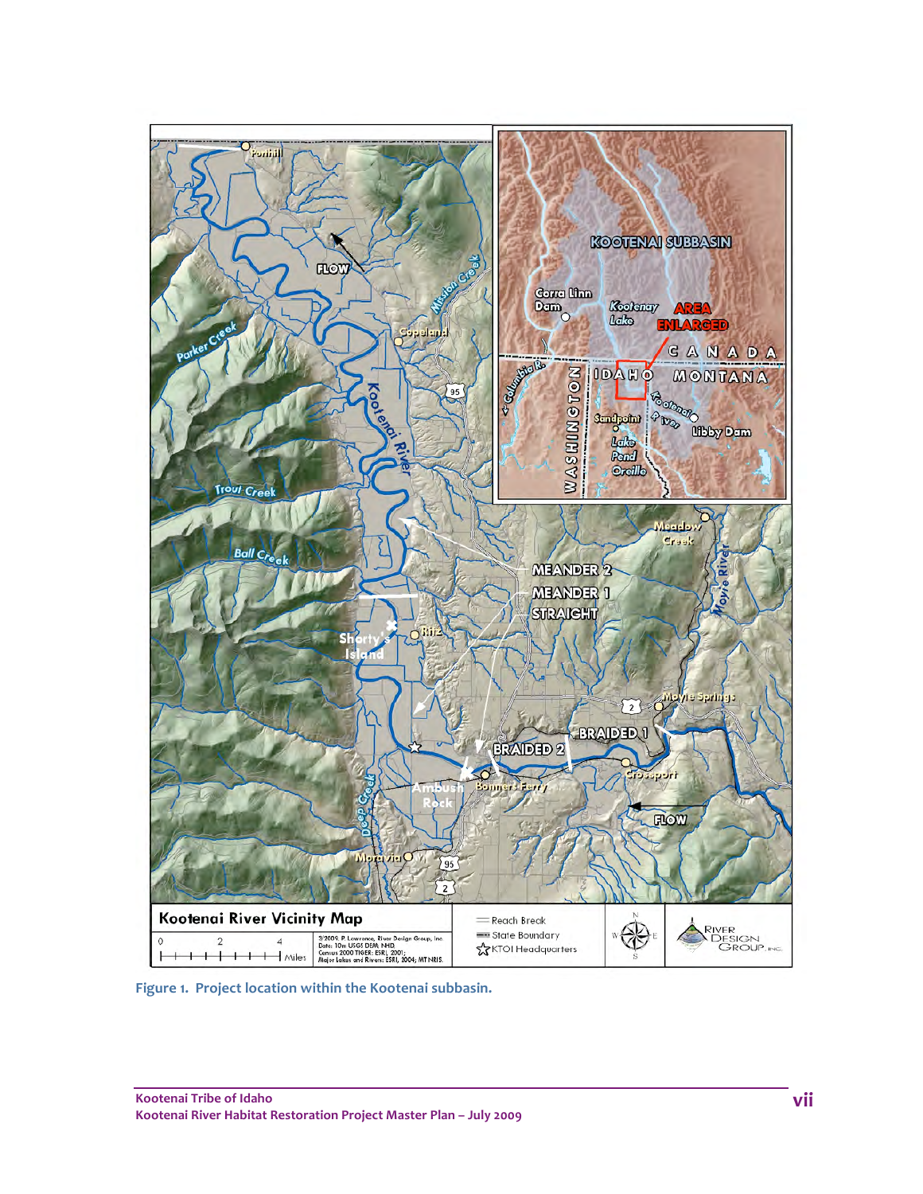Figure 1. Project location within the Kootenai subbasin.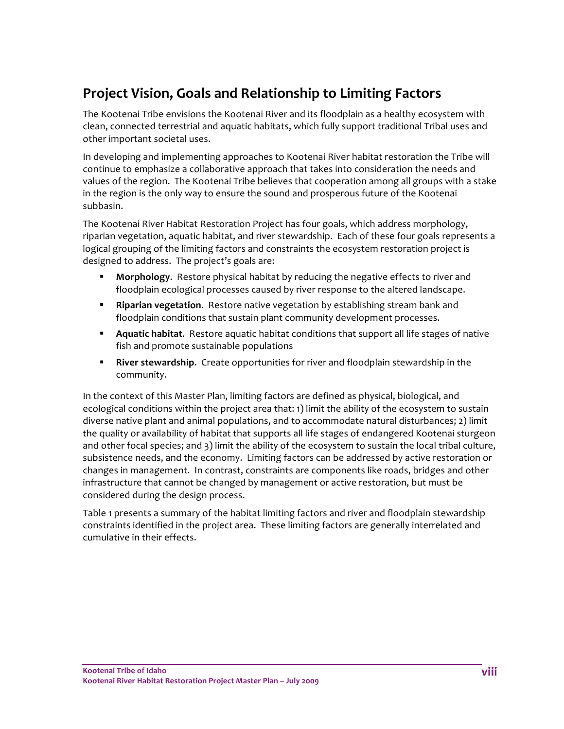## Project Vision, Goals and Relationship to Limiting Factors

The Kootenai Tribe envisions the Kootenai River and its floodplain as a healthy ecosystem with clean, connected terrestrial and aquatic habitats, which fully support traditional Tribal uses and other important societal uses.

In developing and implementing approaches to Kootenai River habitat restoration the Tribe will continue to emphasize a collaborative approach that takes into consideration the needs and values of the region. The Kootenai Tribe believes that cooperation among all groups with a stake in the region is the only way to ensure the sound and prosperous future of the Kootenai subbasin.

The Kootenai River Habitat Restoration Project has four goals, which address morphology, riparian vegetation, aquatic habitat, and river stewardship. Each of these four goals represents a logical grouping of the limiting factors and constraints the ecosystem restoration project is designed to address. The project's goals are:

- **Morphology**. Restore physical habitat by reducing the negative effects to river and floodplain ecological processes caused by river response to the altered landscape.
- **Riparian vegetation**. Restore native vegetation by establishing stream bank and floodplain conditions that sustain plant community development processes.
- **Aquatic habitat**. Restore aquatic habitat conditions that support all life stages of native fish and promote sustainable populations
- **River stewardship**. Create opportunities for river and floodplain stewardship in the community.

In the context of this Master Plan, limiting factors are defined as physical, biological, and ecological conditions within the project area that: 1) limit the ability of the ecosystem to sustain diverse native plant and animal populations, and to accommodate natural disturbances; 2) limit the quality or availability of habitat that supports all life stages of endangered Kootenai sturgeon and other focal species; and 3) limit the ability of the ecosystem to sustain the local tribal culture, subsistence needs, and the economy. Limiting factors can be addressed by active restoration or changes in management. In contrast, constraints are components like roads, bridges and other infrastructure that cannot be changed by management or active restoration, but must be considered during the design process.

Table 1 presents a summary of the habitat limiting factors and river and floodplain stewardship constraints identified in the project area. These limiting factors are generally interrelated and cumulative in their effects.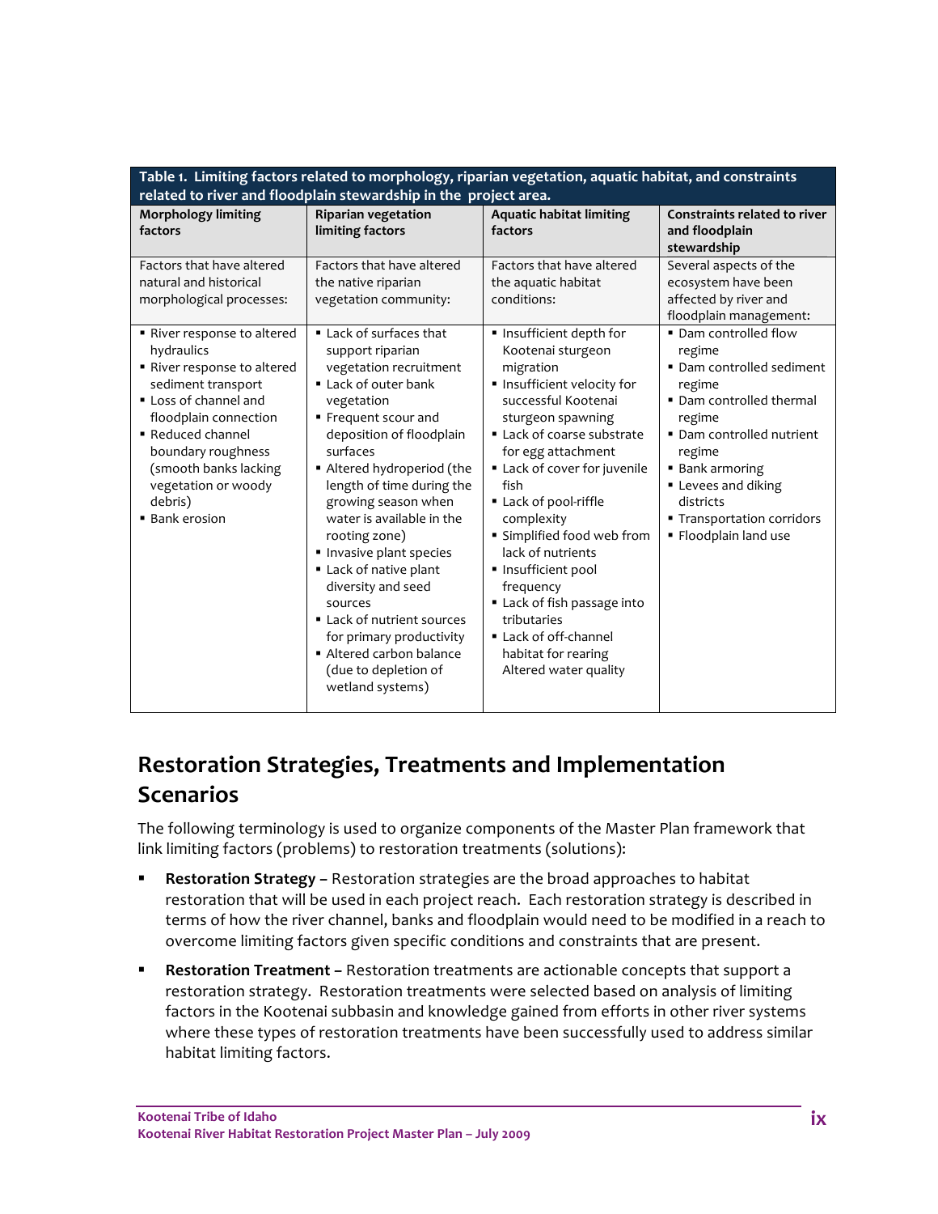**Table 1. Limiting factors related to morphology, riparian vegetation, aquatic habitat, and constraints related to river and floodplain stewardship in the project area.**

| Morphology limiting factors | Riparian vegetation limiting factors | Aquatic habitat limiting factors | Constraints related to river and floodplain stewardship |
|---|---|---|---|
| Factors that have altered natural and historical morphological processes: | Factors that have altered the native riparian vegetation community: | Factors that have altered the aquatic habitat conditions: | Several aspects of the ecosystem have been affected by river and floodplain management: |
| ▪ River response to altered hydraulics<br>▪ River response to altered sediment transport<br>▪ Loss of channel and floodplain connection<br>▪ Reduced channel boundary roughness (smooth banks lacking vegetation or woody debris)<br>▪ Bank erosion | ▪ Lack of surfaces that support riparian vegetation recruitment<br>▪ Lack of outer bank vegetation<br>▪ Frequent scour and deposition of floodplain surfaces<br>▪ Altered hydroperiod (the length of time during the growing season when water is available in the rooting zone)<br>▪ Invasive plant species<br>▪ Lack of native plant diversity and seed sources<br>▪ Lack of nutrient sources for primary productivity<br>▪ Altered carbon balance (due to depletion of wetland systems) | ▪ Insufficient depth for Kootenai sturgeon migration<br>▪ Insufficient velocity for successful Kootenai sturgeon spawning<br>▪ Lack of coarse substrate for egg attachment<br>▪ Lack of cover for juvenile fish<br>▪ Lack of pool-riffle complexity<br>▪ Simplified food web from lack of nutrients<br>▪ Insufficient pool frequency<br>▪ Lack of fish passage into tributaries<br>▪ Lack of off-channel habitat for rearing Altered water quality | ▪ Dam controlled flow regime<br>▪ Dam controlled sediment regime<br>▪ Dam controlled thermal regime<br>▪ Dam controlled nutrient regime<br>▪ Bank armoring<br>▪ Levees and diking districts<br>▪ Transportation corridors<br>▪ Floodplain land use |

## Restoration Strategies, Treatments and Implementation Scenarios

The following terminology is used to organize components of the Master Plan framework that link limiting factors (problems) to restoration treatments (solutions):

- **Restoration Strategy –** Restoration strategies are the broad approaches to habitat restoration that will be used in each project reach. Each restoration strategy is described in terms of how the river channel, banks and floodplain would need to be modified in a reach to overcome limiting factors given specific conditions and constraints that are present.
- **Restoration Treatment –** Restoration treatments are actionable concepts that support a restoration strategy. Restoration treatments were selected based on analysis of limiting factors in the Kootenai subbasin and knowledge gained from efforts in other river systems where these types of restoration treatments have been successfully used to address similar habitat limiting factors.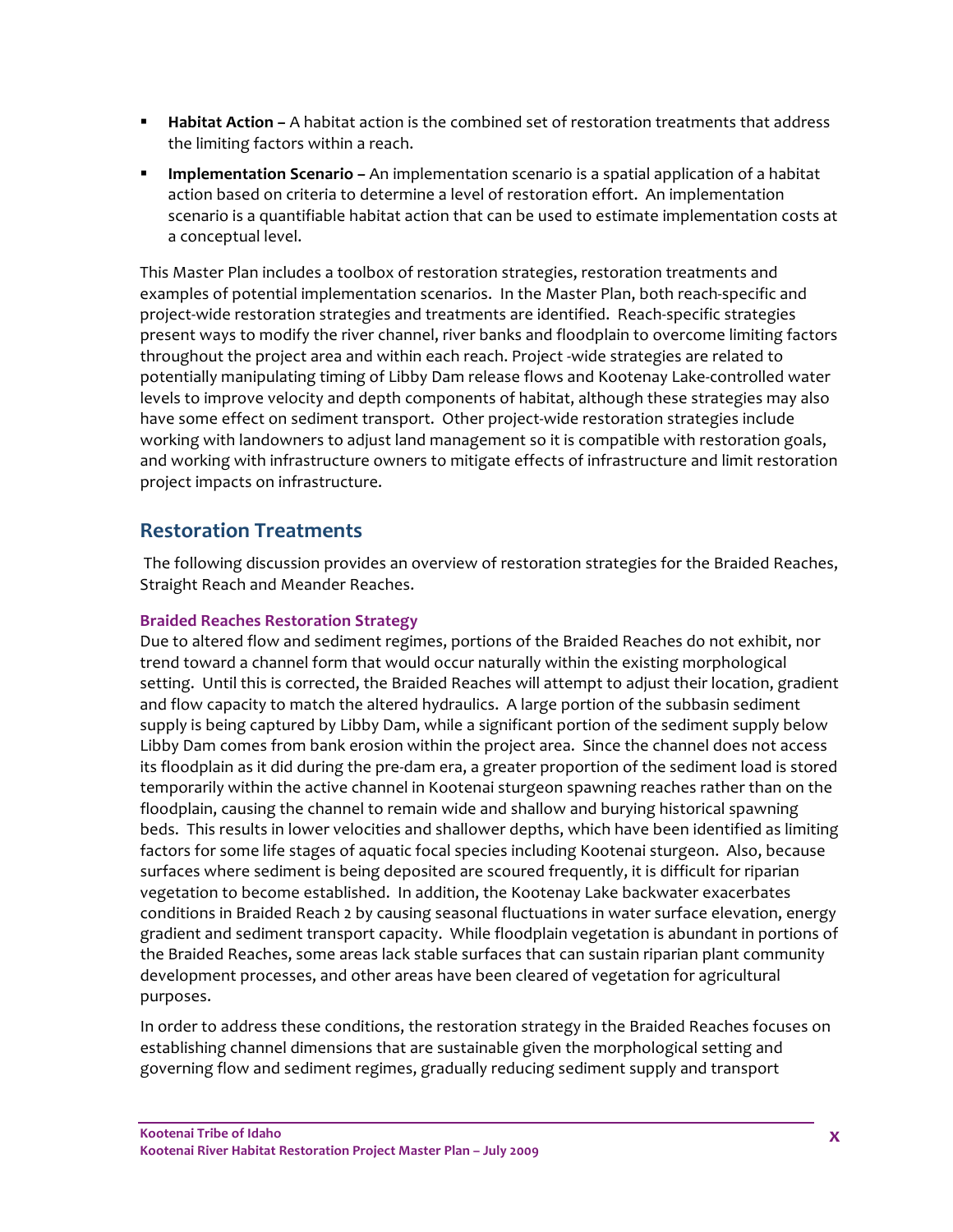- **Habitat Action –** A habitat action is the combined set of restoration treatments that address the limiting factors within a reach.
- **Implementation Scenario –** An implementation scenario is a spatial application of a habitat action based on criteria to determine a level of restoration effort. An implementation scenario is a quantifiable habitat action that can be used to estimate implementation costs at a conceptual level.

This Master Plan includes a toolbox of restoration strategies, restoration treatments and examples of potential implementation scenarios. In the Master Plan, both reach-specific and project-wide restoration strategies and treatments are identified. Reach-specific strategies present ways to modify the river channel, river banks and floodplain to overcome limiting factors throughout the project area and within each reach. Project -wide strategies are related to potentially manipulating timing of Libby Dam release flows and Kootenay Lake-controlled water levels to improve velocity and depth components of habitat, although these strategies may also have some effect on sediment transport. Other project-wide restoration strategies include working with landowners to adjust land management so it is compatible with restoration goals, and working with infrastructure owners to mitigate effects of infrastructure and limit restoration project impacts on infrastructure.

## Restoration Treatments

The following discussion provides an overview of restoration strategies for the Braided Reaches, Straight Reach and Meander Reaches.

### Braided Reaches Restoration Strategy

Due to altered flow and sediment regimes, portions of the Braided Reaches do not exhibit, nor trend toward a channel form that would occur naturally within the existing morphological setting. Until this is corrected, the Braided Reaches will attempt to adjust their location, gradient and flow capacity to match the altered hydraulics. A large portion of the subbasin sediment supply is being captured by Libby Dam, while a significant portion of the sediment supply below Libby Dam comes from bank erosion within the project area. Since the channel does not access its floodplain as it did during the pre-dam era, a greater proportion of the sediment load is stored temporarily within the active channel in Kootenai sturgeon spawning reaches rather than on the floodplain, causing the channel to remain wide and shallow and burying historical spawning beds. This results in lower velocities and shallower depths, which have been identified as limiting factors for some life stages of aquatic focal species including Kootenai sturgeon. Also, because surfaces where sediment is being deposited are scoured frequently, it is difficult for riparian vegetation to become established. In addition, the Kootenay Lake backwater exacerbates conditions in Braided Reach 2 by causing seasonal fluctuations in water surface elevation, energy gradient and sediment transport capacity. While floodplain vegetation is abundant in portions of the Braided Reaches, some areas lack stable surfaces that can sustain riparian plant community development processes, and other areas have been cleared of vegetation for agricultural purposes.

In order to address these conditions, the restoration strategy in the Braided Reaches focuses on establishing channel dimensions that are sustainable given the morphological setting and governing flow and sediment regimes, gradually reducing sediment supply and transport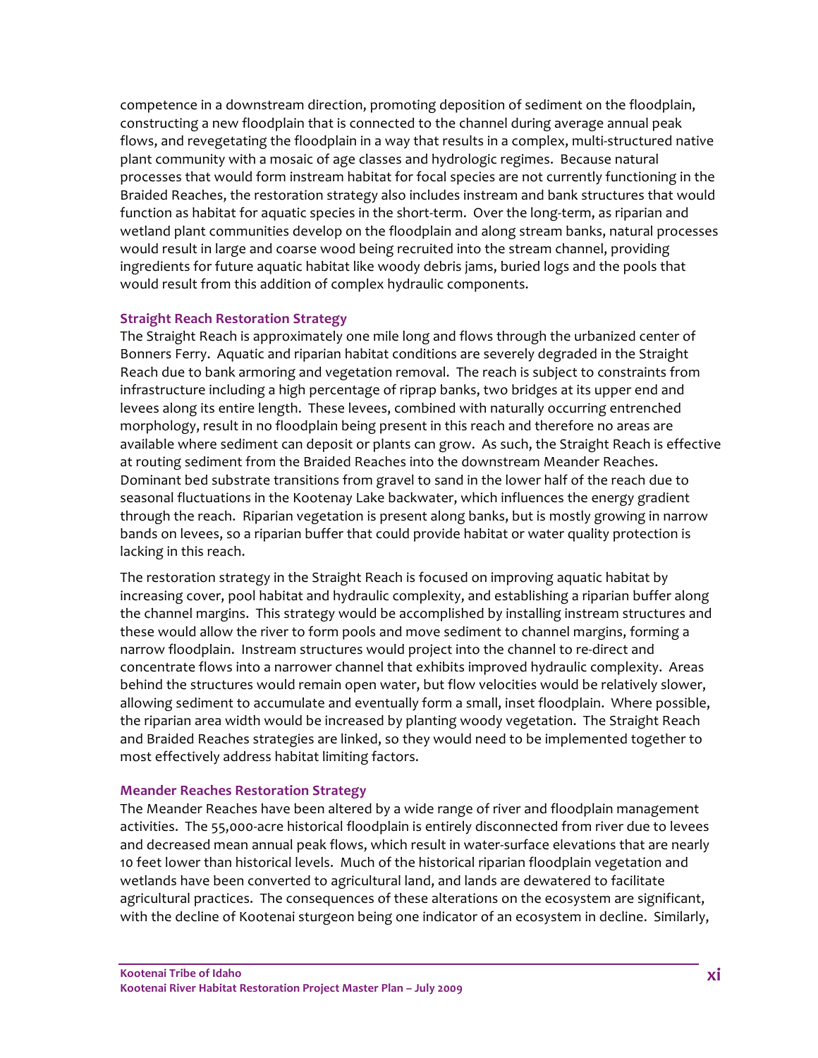competence in a downstream direction, promoting deposition of sediment on the floodplain, constructing a new floodplain that is connected to the channel during average annual peak flows, and revegetating the floodplain in a way that results in a complex, multi-structured native plant community with a mosaic of age classes and hydrologic regimes. Because natural processes that would form instream habitat for focal species are not currently functioning in the Braided Reaches, the restoration strategy also includes instream and bank structures that would function as habitat for aquatic species in the short-term. Over the long-term, as riparian and wetland plant communities develop on the floodplain and along stream banks, natural processes would result in large and coarse wood being recruited into the stream channel, providing ingredients for future aquatic habitat like woody debris jams, buried logs and the pools that would result from this addition of complex hydraulic components.

#### Straight Reach Restoration Strategy

The Straight Reach is approximately one mile long and flows through the urbanized center of Bonners Ferry. Aquatic and riparian habitat conditions are severely degraded in the Straight Reach due to bank armoring and vegetation removal. The reach is subject to constraints from infrastructure including a high percentage of riprap banks, two bridges at its upper end and levees along its entire length. These levees, combined with naturally occurring entrenched morphology, result in no floodplain being present in this reach and therefore no areas are available where sediment can deposit or plants can grow. As such, the Straight Reach is effective at routing sediment from the Braided Reaches into the downstream Meander Reaches. Dominant bed substrate transitions from gravel to sand in the lower half of the reach due to seasonal fluctuations in the Kootenay Lake backwater, which influences the energy gradient through the reach. Riparian vegetation is present along banks, but is mostly growing in narrow bands on levees, so a riparian buffer that could provide habitat or water quality protection is lacking in this reach.

The restoration strategy in the Straight Reach is focused on improving aquatic habitat by increasing cover, pool habitat and hydraulic complexity, and establishing a riparian buffer along the channel margins. This strategy would be accomplished by installing instream structures and these would allow the river to form pools and move sediment to channel margins, forming a narrow floodplain. Instream structures would project into the channel to re-direct and concentrate flows into a narrower channel that exhibits improved hydraulic complexity. Areas behind the structures would remain open water, but flow velocities would be relatively slower, allowing sediment to accumulate and eventually form a small, inset floodplain. Where possible, the riparian area width would be increased by planting woody vegetation. The Straight Reach and Braided Reaches strategies are linked, so they would need to be implemented together to most effectively address habitat limiting factors.

#### Meander Reaches Restoration Strategy

The Meander Reaches have been altered by a wide range of river and floodplain management activities. The 55,000-acre historical floodplain is entirely disconnected from river due to levees and decreased mean annual peak flows, which result in water-surface elevations that are nearly 10 feet lower than historical levels. Much of the historical riparian floodplain vegetation and wetlands have been converted to agricultural land, and lands are dewatered to facilitate agricultural practices. The consequences of these alterations on the ecosystem are significant, with the decline of Kootenai sturgeon being one indicator of an ecosystem in decline. Similarly,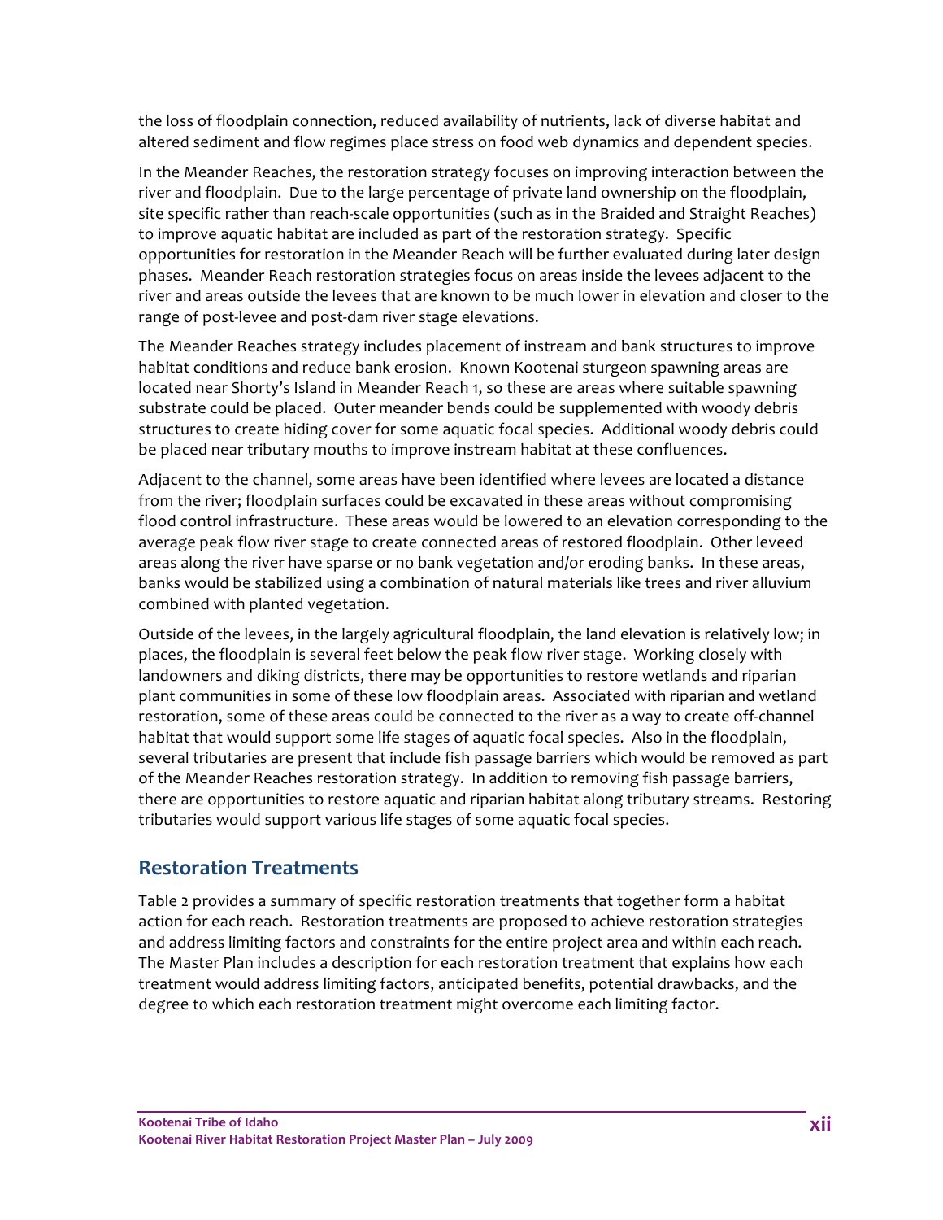the loss of floodplain connection, reduced availability of nutrients, lack of diverse habitat and altered sediment and flow regimes place stress on food web dynamics and dependent species.

In the Meander Reaches, the restoration strategy focuses on improving interaction between the river and floodplain. Due to the large percentage of private land ownership on the floodplain, site specific rather than reach-scale opportunities (such as in the Braided and Straight Reaches) to improve aquatic habitat are included as part of the restoration strategy. Specific opportunities for restoration in the Meander Reach will be further evaluated during later design phases. Meander Reach restoration strategies focus on areas inside the levees adjacent to the river and areas outside the levees that are known to be much lower in elevation and closer to the range of post-levee and post-dam river stage elevations.

The Meander Reaches strategy includes placement of instream and bank structures to improve habitat conditions and reduce bank erosion. Known Kootenai sturgeon spawning areas are located near Shorty's Island in Meander Reach 1, so these are areas where suitable spawning substrate could be placed. Outer meander bends could be supplemented with woody debris structures to create hiding cover for some aquatic focal species. Additional woody debris could be placed near tributary mouths to improve instream habitat at these confluences.

Adjacent to the channel, some areas have been identified where levees are located a distance from the river; floodplain surfaces could be excavated in these areas without compromising flood control infrastructure. These areas would be lowered to an elevation corresponding to the average peak flow river stage to create connected areas of restored floodplain. Other leveed areas along the river have sparse or no bank vegetation and/or eroding banks. In these areas, banks would be stabilized using a combination of natural materials like trees and river alluvium combined with planted vegetation.

Outside of the levees, in the largely agricultural floodplain, the land elevation is relatively low; in places, the floodplain is several feet below the peak flow river stage. Working closely with landowners and diking districts, there may be opportunities to restore wetlands and riparian plant communities in some of these low floodplain areas. Associated with riparian and wetland restoration, some of these areas could be connected to the river as a way to create off-channel habitat that would support some life stages of aquatic focal species. Also in the floodplain, several tributaries are present that include fish passage barriers which would be removed as part of the Meander Reaches restoration strategy. In addition to removing fish passage barriers, there are opportunities to restore aquatic and riparian habitat along tributary streams. Restoring tributaries would support various life stages of some aquatic focal species.

## Restoration Treatments

Table 2 provides a summary of specific restoration treatments that together form a habitat action for each reach. Restoration treatments are proposed to achieve restoration strategies and address limiting factors and constraints for the entire project area and within each reach. The Master Plan includes a description for each restoration treatment that explains how each treatment would address limiting factors, anticipated benefits, potential drawbacks, and the degree to which each restoration treatment might overcome each limiting factor.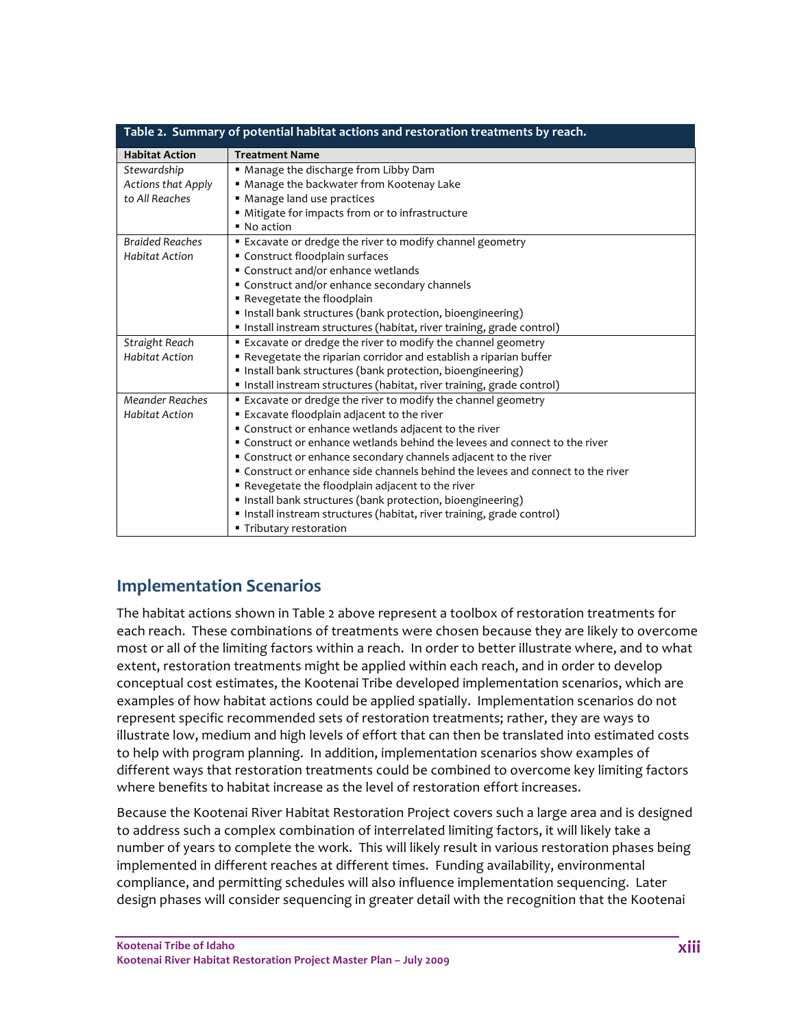**Table 2. Summary of potential habitat actions and restoration treatments by reach.**

| Habitat Action | Treatment Name |
|---|---|
| *Stewardship Actions that Apply to All Reaches* | ▪ Manage the discharge from Libby Dam<br>▪ Manage the backwater from Kootenay Lake<br>▪ Manage land use practices<br>▪ Mitigate for impacts from or to infrastructure<br>▪ No action |
| *Braided Reaches Habitat Action* | ▪ Excavate or dredge the river to modify channel geometry<br>▪ Construct floodplain surfaces<br>▪ Construct and/or enhance wetlands<br>▪ Construct and/or enhance secondary channels<br>▪ Revegetate the floodplain<br>▪ Install bank structures (bank protection, bioengineering)<br>▪ Install instream structures (habitat, river training, grade control) |
| *Straight Reach Habitat Action* | ▪ Excavate or dredge the river to modify the channel geometry<br>▪ Revegetate the riparian corridor and establish a riparian buffer<br>▪ Install bank structures (bank protection, bioengineering)<br>▪ Install instream structures (habitat, river training, grade control) |
| *Meander Reaches Habitat Action* | ▪ Excavate or dredge the river to modify the channel geometry<br>▪ Excavate floodplain adjacent to the river<br>▪ Construct or enhance wetlands adjacent to the river<br>▪ Construct or enhance wetlands behind the levees and connect to the river<br>▪ Construct or enhance secondary channels adjacent to the river<br>▪ Construct or enhance side channels behind the levees and connect to the river<br>▪ Revegetate the floodplain adjacent to the river<br>▪ Install bank structures (bank protection, bioengineering)<br>▪ Install instream structures (habitat, river training, grade control)<br>▪ Tributary restoration |

## Implementation Scenarios

The habitat actions shown in Table 2 above represent a toolbox of restoration treatments for each reach. These combinations of treatments were chosen because they are likely to overcome most or all of the limiting factors within a reach. In order to better illustrate where, and to what extent, restoration treatments might be applied within each reach, and in order to develop conceptual cost estimates, the Kootenai Tribe developed implementation scenarios, which are examples of how habitat actions could be applied spatially. Implementation scenarios do not represent specific recommended sets of restoration treatments; rather, they are ways to illustrate low, medium and high levels of effort that can then be translated into estimated costs to help with program planning. In addition, implementation scenarios show examples of different ways that restoration treatments could be combined to overcome key limiting factors where benefits to habitat increase as the level of restoration effort increases.

Because the Kootenai River Habitat Restoration Project covers such a large area and is designed to address such a complex combination of interrelated limiting factors, it will likely take a number of years to complete the work. This will likely result in various restoration phases being implemented in different reaches at different times. Funding availability, environmental compliance, and permitting schedules will also influence implementation sequencing. Later design phases will consider sequencing in greater detail with the recognition that the Kootenai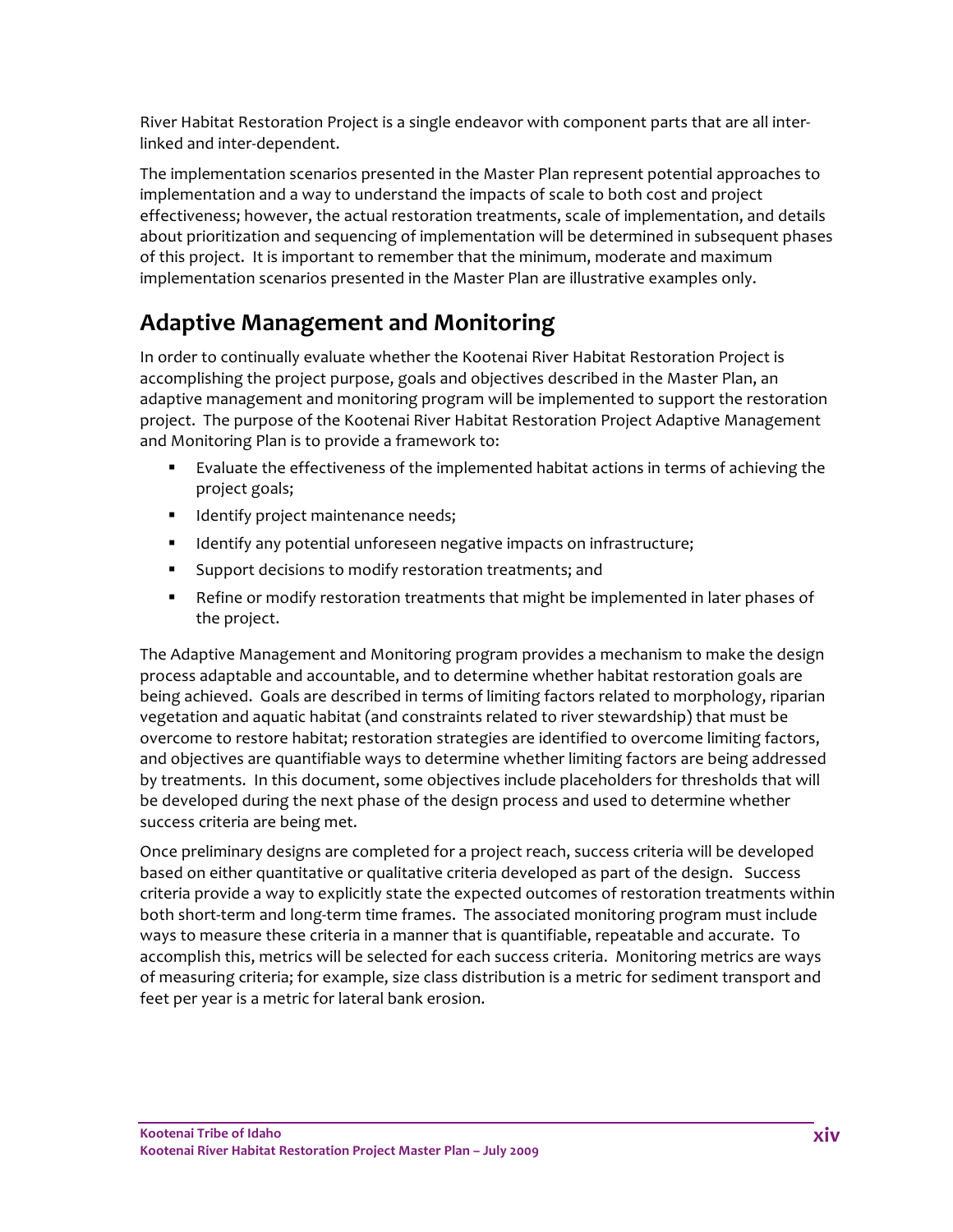River Habitat Restoration Project is a single endeavor with component parts that are all inter-linked and inter-dependent.

The implementation scenarios presented in the Master Plan represent potential approaches to implementation and a way to understand the impacts of scale to both cost and project effectiveness; however, the actual restoration treatments, scale of implementation, and details about prioritization and sequencing of implementation will be determined in subsequent phases of this project. It is important to remember that the minimum, moderate and maximum implementation scenarios presented in the Master Plan are illustrative examples only.

## Adaptive Management and Monitoring

In order to continually evaluate whether the Kootenai River Habitat Restoration Project is accomplishing the project purpose, goals and objectives described in the Master Plan, an adaptive management and monitoring program will be implemented to support the restoration project. The purpose of the Kootenai River Habitat Restoration Project Adaptive Management and Monitoring Plan is to provide a framework to:

- Evaluate the effectiveness of the implemented habitat actions in terms of achieving the project goals;
- Identify project maintenance needs;
- Identify any potential unforeseen negative impacts on infrastructure;
- Support decisions to modify restoration treatments; and
- Refine or modify restoration treatments that might be implemented in later phases of the project.

The Adaptive Management and Monitoring program provides a mechanism to make the design process adaptable and accountable, and to determine whether habitat restoration goals are being achieved. Goals are described in terms of limiting factors related to morphology, riparian vegetation and aquatic habitat (and constraints related to river stewardship) that must be overcome to restore habitat; restoration strategies are identified to overcome limiting factors, and objectives are quantifiable ways to determine whether limiting factors are being addressed by treatments. In this document, some objectives include placeholders for thresholds that will be developed during the next phase of the design process and used to determine whether success criteria are being met.

Once preliminary designs are completed for a project reach, success criteria will be developed based on either quantitative or qualitative criteria developed as part of the design. Success criteria provide a way to explicitly state the expected outcomes of restoration treatments within both short-term and long-term time frames. The associated monitoring program must include ways to measure these criteria in a manner that is quantifiable, repeatable and accurate. To accomplish this, metrics will be selected for each success criteria. Monitoring metrics are ways of measuring criteria; for example, size class distribution is a metric for sediment transport and feet per year is a metric for lateral bank erosion.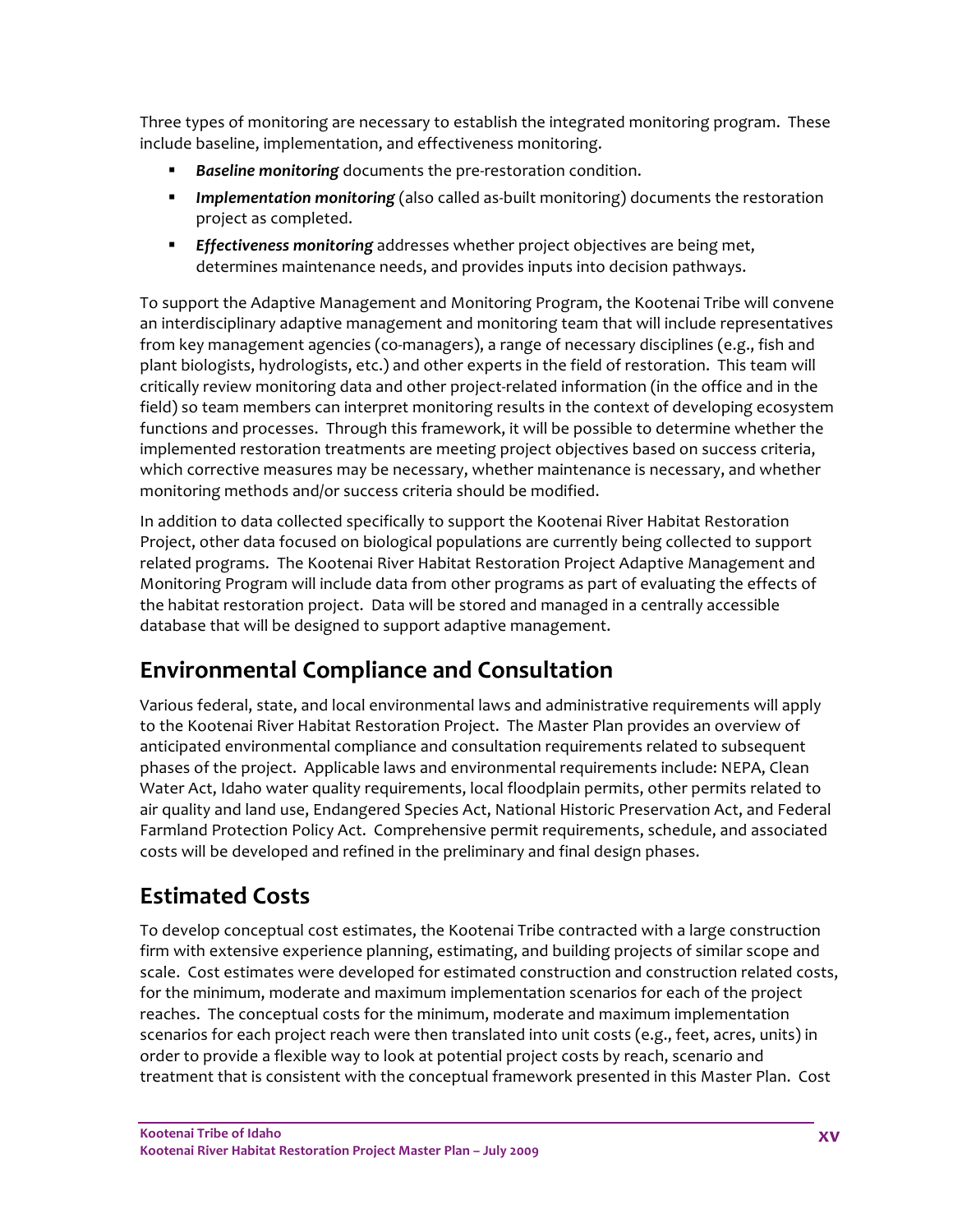Three types of monitoring are necessary to establish the integrated monitoring program. These include baseline, implementation, and effectiveness monitoring.

- ***Baseline monitoring*** documents the pre-restoration condition.
- ***Implementation monitoring*** (also called as-built monitoring) documents the restoration project as completed.
- ***Effectiveness monitoring*** addresses whether project objectives are being met, determines maintenance needs, and provides inputs into decision pathways.

To support the Adaptive Management and Monitoring Program, the Kootenai Tribe will convene an interdisciplinary adaptive management and monitoring team that will include representatives from key management agencies (co-managers), a range of necessary disciplines (e.g., fish and plant biologists, hydrologists, etc.) and other experts in the field of restoration. This team will critically review monitoring data and other project-related information (in the office and in the field) so team members can interpret monitoring results in the context of developing ecosystem functions and processes. Through this framework, it will be possible to determine whether the implemented restoration treatments are meeting project objectives based on success criteria, which corrective measures may be necessary, whether maintenance is necessary, and whether monitoring methods and/or success criteria should be modified.

In addition to data collected specifically to support the Kootenai River Habitat Restoration Project, other data focused on biological populations are currently being collected to support related programs. The Kootenai River Habitat Restoration Project Adaptive Management and Monitoring Program will include data from other programs as part of evaluating the effects of the habitat restoration project. Data will be stored and managed in a centrally accessible database that will be designed to support adaptive management.

## Environmental Compliance and Consultation

Various federal, state, and local environmental laws and administrative requirements will apply to the Kootenai River Habitat Restoration Project. The Master Plan provides an overview of anticipated environmental compliance and consultation requirements related to subsequent phases of the project. Applicable laws and environmental requirements include: NEPA, Clean Water Act, Idaho water quality requirements, local floodplain permits, other permits related to air quality and land use, Endangered Species Act, National Historic Preservation Act, and Federal Farmland Protection Policy Act. Comprehensive permit requirements, schedule, and associated costs will be developed and refined in the preliminary and final design phases.

## Estimated Costs

To develop conceptual cost estimates, the Kootenai Tribe contracted with a large construction firm with extensive experience planning, estimating, and building projects of similar scope and scale. Cost estimates were developed for estimated construction and construction related costs, for the minimum, moderate and maximum implementation scenarios for each of the project reaches. The conceptual costs for the minimum, moderate and maximum implementation scenarios for each project reach were then translated into unit costs (e.g., feet, acres, units) in order to provide a flexible way to look at potential project costs by reach, scenario and treatment that is consistent with the conceptual framework presented in this Master Plan. Cost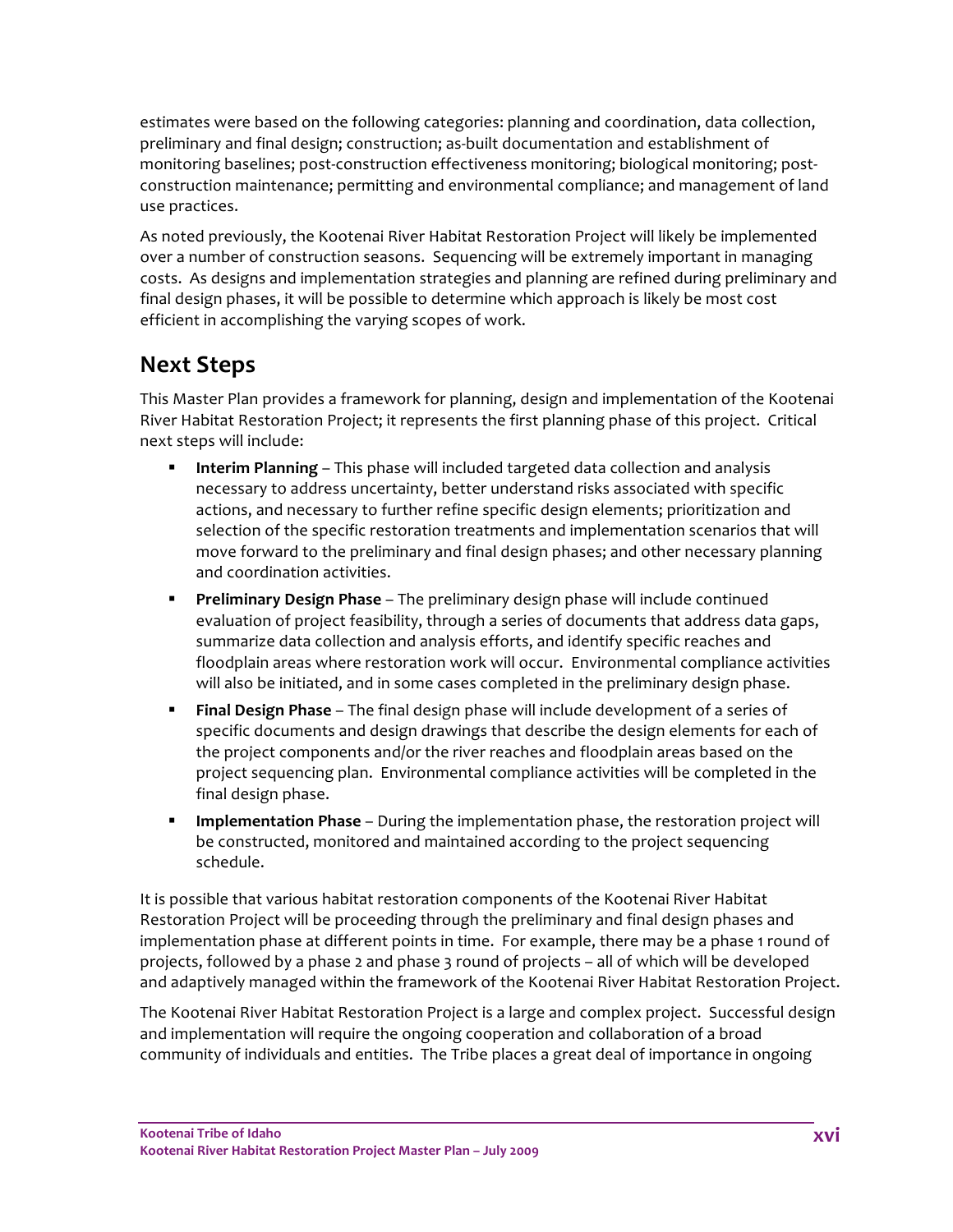estimates were based on the following categories: planning and coordination, data collection, preliminary and final design; construction; as-built documentation and establishment of monitoring baselines; post-construction effectiveness monitoring; biological monitoring; post-construction maintenance; permitting and environmental compliance; and management of land use practices.

As noted previously, the Kootenai River Habitat Restoration Project will likely be implemented over a number of construction seasons. Sequencing will be extremely important in managing costs. As designs and implementation strategies and planning are refined during preliminary and final design phases, it will be possible to determine which approach is likely be most cost efficient in accomplishing the varying scopes of work.

## Next Steps

This Master Plan provides a framework for planning, design and implementation of the Kootenai River Habitat Restoration Project; it represents the first planning phase of this project. Critical next steps will include:

- **Interim Planning** – This phase will included targeted data collection and analysis necessary to address uncertainty, better understand risks associated with specific actions, and necessary to further refine specific design elements; prioritization and selection of the specific restoration treatments and implementation scenarios that will move forward to the preliminary and final design phases; and other necessary planning and coordination activities.
- **Preliminary Design Phase** – The preliminary design phase will include continued evaluation of project feasibility, through a series of documents that address data gaps, summarize data collection and analysis efforts, and identify specific reaches and floodplain areas where restoration work will occur. Environmental compliance activities will also be initiated, and in some cases completed in the preliminary design phase.
- **Final Design Phase** – The final design phase will include development of a series of specific documents and design drawings that describe the design elements for each of the project components and/or the river reaches and floodplain areas based on the project sequencing plan. Environmental compliance activities will be completed in the final design phase.
- **Implementation Phase** – During the implementation phase, the restoration project will be constructed, monitored and maintained according to the project sequencing schedule.

It is possible that various habitat restoration components of the Kootenai River Habitat Restoration Project will be proceeding through the preliminary and final design phases and implementation phase at different points in time. For example, there may be a phase 1 round of projects, followed by a phase 2 and phase 3 round of projects – all of which will be developed and adaptively managed within the framework of the Kootenai River Habitat Restoration Project.

The Kootenai River Habitat Restoration Project is a large and complex project. Successful design and implementation will require the ongoing cooperation and collaboration of a broad community of individuals and entities. The Tribe places a great deal of importance in ongoing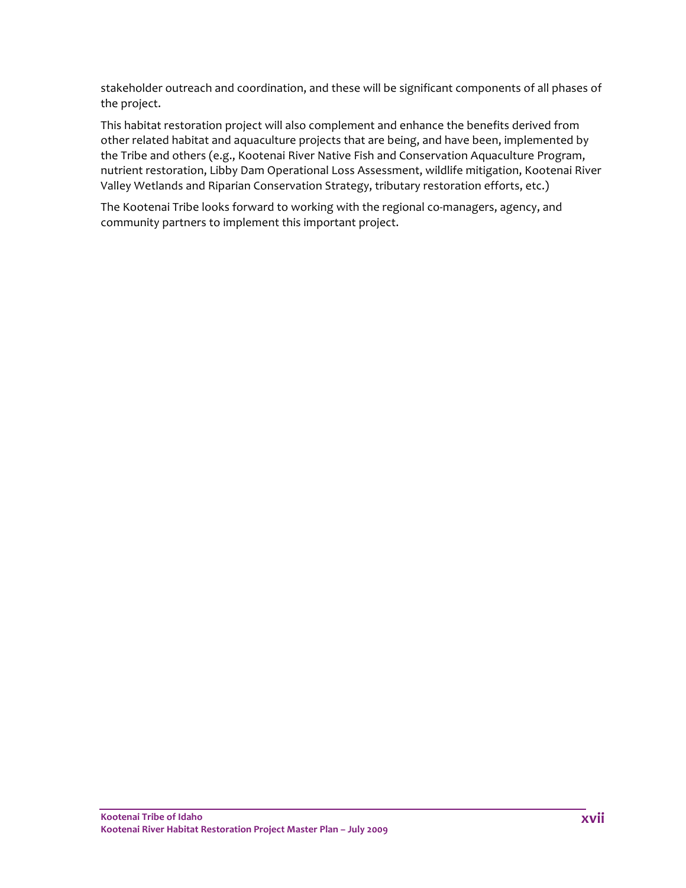stakeholder outreach and coordination, and these will be significant components of all phases of the project.

This habitat restoration project will also complement and enhance the benefits derived from other related habitat and aquaculture projects that are being, and have been, implemented by the Tribe and others (e.g., Kootenai River Native Fish and Conservation Aquaculture Program, nutrient restoration, Libby Dam Operational Loss Assessment, wildlife mitigation, Kootenai River Valley Wetlands and Riparian Conservation Strategy, tributary restoration efforts, etc.)

The Kootenai Tribe looks forward to working with the regional co-managers, agency, and community partners to implement this important project.